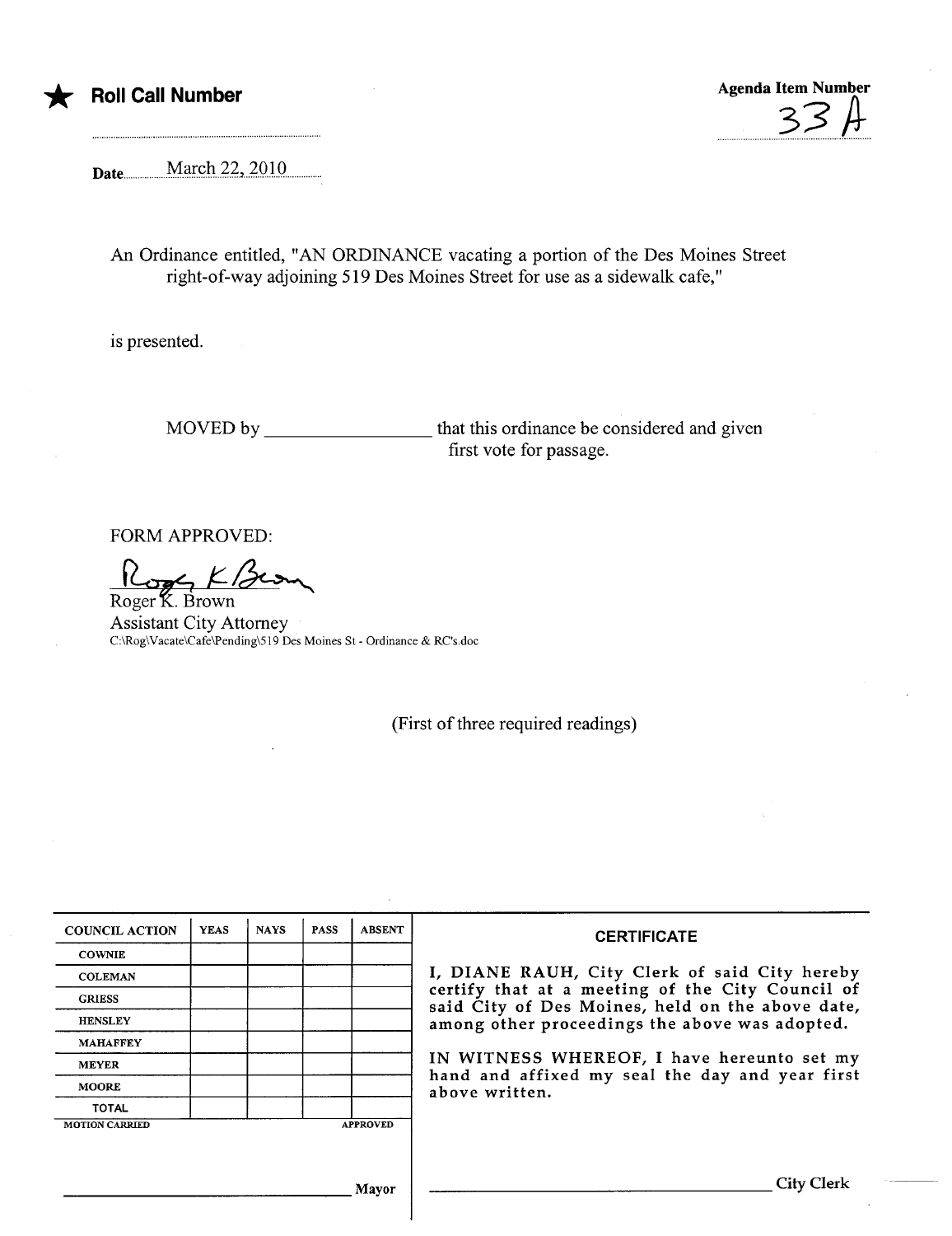★ **Roll Call Number**

**Agenda Item Number** 33 A

**Date** March 22, 2010

An Ordinance entitled, "AN ORDINANCE vacating a portion of the Des Moines Street right-of-way adjoining 519 Des Moines Street for use as a sidewalk cafe,"

is presented.

MOVED by ________________ that this ordinance be considered and given first vote for passage.

FORM APPROVED:

Roger K. Brown
Assistant City Attorney
C:\Rog\Vacate\Cafe\Pending\519 Des Moines St - Ordinance & RC's.doc

(First of three required readings)

| COUNCIL ACTION | YEAS | NAYS | PASS | ABSENT |
|---|---|---|---|---|
| COWNIE | | | | |
| COLEMAN | | | | |
| GRIESS | | | | |
| HENSLEY | | | | |
| MAHAFFEY | | | | |
| MEYER | | | | |
| MOORE | | | | |
| TOTAL | | | | |

MOTION CARRIED APPROVED

________________________ Mayor

**CERTIFICATE**

I, DIANE RAUH, City Clerk of said City hereby certify that at a meeting of the City Council of said City of Des Moines, held on the above date, among other proceedings the above was adopted.

IN WITNESS WHEREOF, I have hereunto set my hand and affixed my seal the day and year first above written.

________________________ City Clerk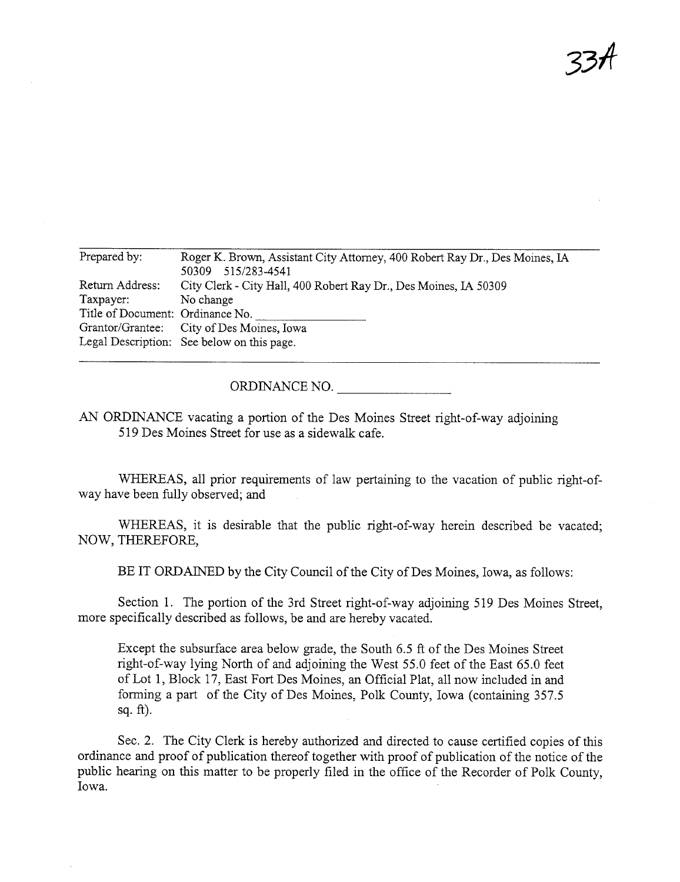33A

| Prepared by: | Roger K. Brown, Assistant City Attorney, 400 Robert Ray Dr., Des Moines, IA 50309 515/283-4541 |
|---|---|
| Return Address: | City Clerk - City Hall, 400 Robert Ray Dr., Des Moines, IA 50309 |
| Taxpayer: | No change |
| Title of Document: | Ordinance No. ________________ |
| Grantor/Grantee: | City of Des Moines, Iowa |
| Legal Description: | See below on this page. |

ORDINANCE NO. ________________

AN ORDINANCE vacating a portion of the Des Moines Street right-of-way adjoining 519 Des Moines Street for use as a sidewalk cafe.

WHEREAS, all prior requirements of law pertaining to the vacation of public right-of-way have been fully observed; and

WHEREAS, it is desirable that the public right-of-way herein described be vacated; NOW, THEREFORE,

BE IT ORDAINED by the City Council of the City of Des Moines, Iowa, as follows:

Section 1. The portion of the 3rd Street right-of-way adjoining 519 Des Moines Street, more specifically described as follows, be and are hereby vacated.

> Except the subsurface area below grade, the South 6.5 ft of the Des Moines Street right-of-way lying North of and adjoining the West 55.0 feet of the East 65.0 feet of Lot 1, Block 17, East Fort Des Moines, an Official Plat, all now included in and forming a part of the City of Des Moines, Polk County, Iowa (containing 357.5 sq. ft).

Sec. 2. The City Clerk is hereby authorized and directed to cause certified copies of this ordinance and proof of publication thereof together with proof of publication of the notice of the public hearing on this matter to be properly filed in the office of the Recorder of Polk County, Iowa.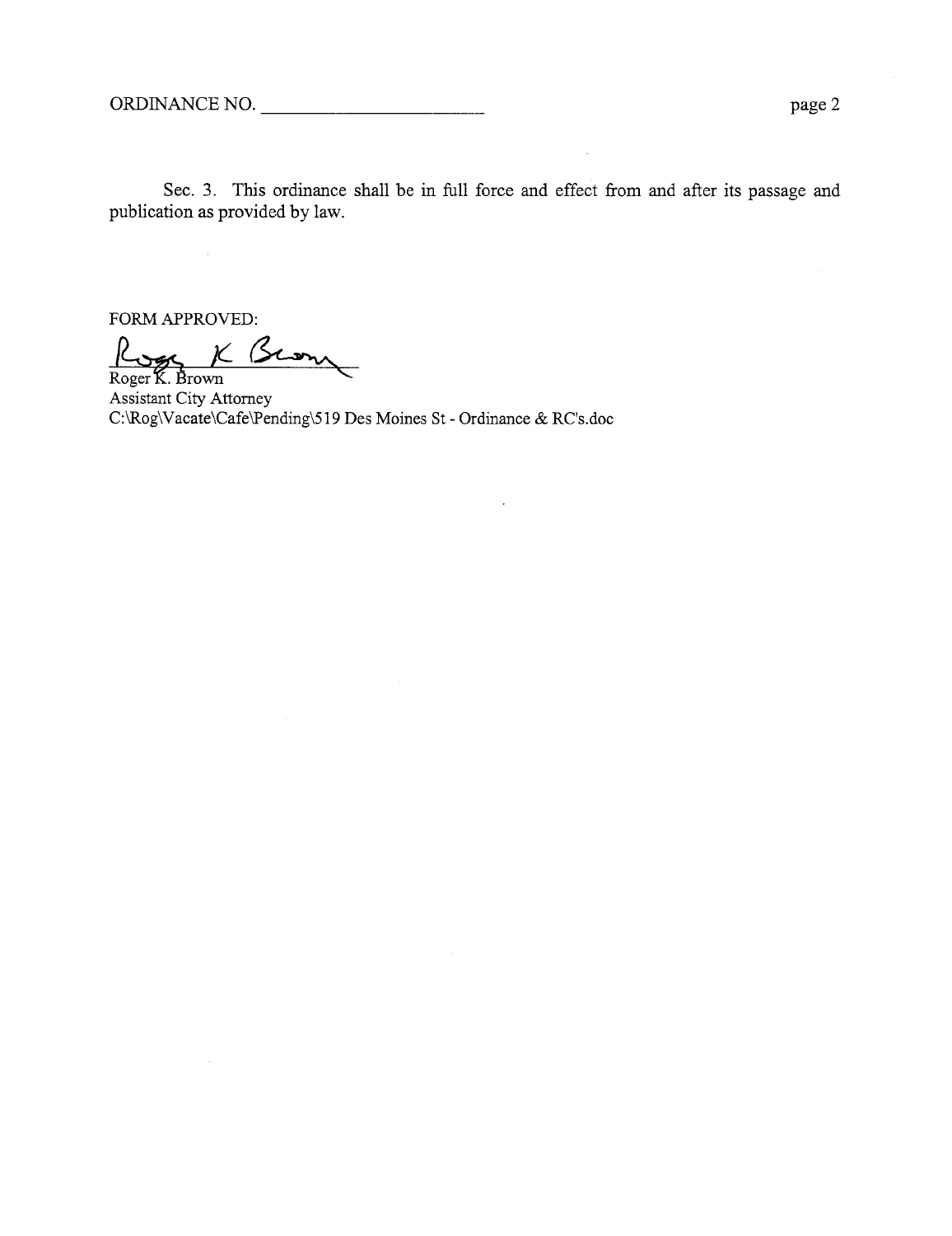ORDINANCE NO. ______________________

Sec. 3. This ordinance shall be in full force and effect from and after its passage and publication as provided by law.

FORM APPROVED:

Roger K. Brown
Assistant City Attorney
C:\Rog\Vacate\Cafe\Pending\519 Des Moines St - Ordinance & RC's.doc